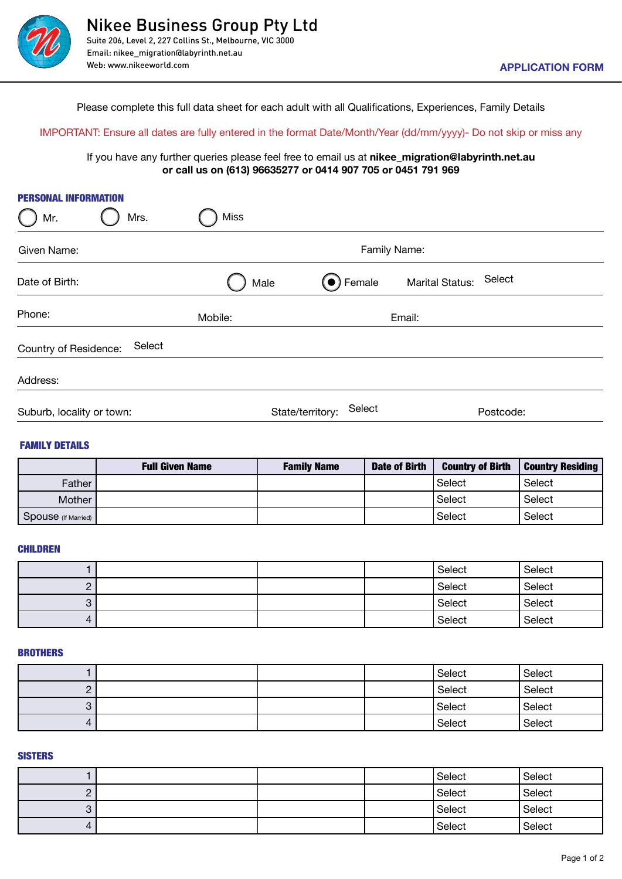# Nikee Business Group Pty Ltd

Suite 206, Level 2, 227 Collins St., Melbourne, VIC 3000
Email: nikee_migration@labyrinth.net.au
Web: www.nikeeworld.com

**APPLICATION FORM**

Please complete this full data sheet for each adult with all Qualifications, Experiences, Family Details

IMPORTANT: Ensure all dates are fully entered in the format Date/Month/Year (dd/mm/yyyy)- Do not skip or miss any

If you have any further queries please feel free to email us at **nikee_migration@labyrinth.net.au**
**or call us on (613) 96635277 or 0414 907 705 or 0451 791 969**

## PERSONAL INFORMATION

○ Mr. ○ Mrs. ○ Miss

Given Name: Family Name:

Date of Birth: ○ Male ◉ Female Marital Status: Select

Phone: Mobile: Email:

Country of Residence: Select

Address:

Suburb, locality or town: State/territory: Select Postcode:

## FAMILY DETAILS

| | Full Given Name | Family Name | Date of Birth | Country of Birth | Country Residing |
|---|---|---|---|---|---|
| Father | | | | Select | Select |
| Mother | | | | Select | Select |
| Spouse (If Married) | | | | Select | Select |

## CHILDREN

| | Full Given Name | Family Name | Date of Birth | Country of Birth | Country Residing |
|---|---|---|---|---|---|
| 1 | | | | Select | Select |
| 2 | | | | Select | Select |
| 3 | | | | Select | Select |
| 4 | | | | Select | Select |

## BROTHERS

| | Full Given Name | Family Name | Date of Birth | Country of Birth | Country Residing |
|---|---|---|---|---|---|
| 1 | | | | Select | Select |
| 2 | | | | Select | Select |
| 3 | | | | Select | Select |
| 4 | | | | Select | Select |

## SISTERS

| | Full Given Name | Family Name | Date of Birth | Country of Birth | Country Residing |
|---|---|---|---|---|---|
| 1 | | | | Select | Select |
| 2 | | | | Select | Select |
| 3 | | | | Select | Select |
| 4 | | | | Select | Select |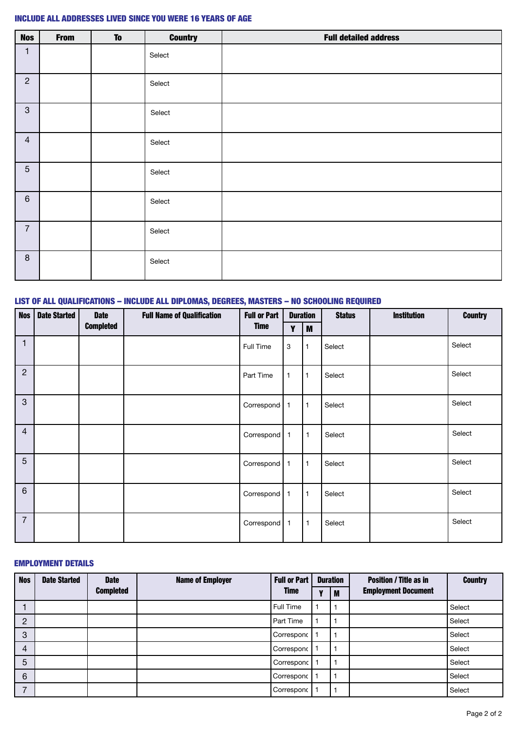## INCLUDE ALL ADDRESSES LIVED SINCE YOU WERE 16 YEARS OF AGE

| Nos | From | To | Country | Full detailed address |
|---|---|---|---|---|
| 1 | | | Select | |
| 2 | | | Select | |
| 3 | | | Select | |
| 4 | | | Select | |
| 5 | | | Select | |
| 6 | | | Select | |
| 7 | | | Select | |
| 8 | | | Select | |

## LIST OF ALL QUALIFICATIONS – INCLUDE ALL DIPLOMAS, DEGREES, MASTERS – NO SCHOOLING REQUIRED

| Nos | Date Started | Date Completed | Full Name of Qualification | Full or Part Time | Duration | | Status | Institution | Country |
|---|---|---|---|---|---|---|---|---|---|
| | | | | | Y | M | | | |
| 1 | | | | Full Time | 3 | 1 | Select | | Select |
| 2 | | | | Part Time | 1 | 1 | Select | | Select |
| 3 | | | | Correspond | 1 | 1 | Select | | Select |
| 4 | | | | Correspond | 1 | 1 | Select | | Select |
| 5 | | | | Correspond | 1 | 1 | Select | | Select |
| 6 | | | | Correspond | 1 | 1 | Select | | Select |
| 7 | | | | Correspond | 1 | 1 | Select | | Select |

## EMPLOYMENT DETAILS

| Nos | Date Started | Date Completed | Name of Employer | Full or Part Time | Duration | | Position / Title as in Employment Document | Country |
|---|---|---|---|---|---|---|---|---|
| | | | | | Y | M | | |
| 1 | | | | Full Time | 1 | 1 | | Select |
| 2 | | | | Part Time | 1 | 1 | | Select |
| 3 | | | | Correspond | 1 | 1 | | Select |
| 4 | | | | Correspond | 1 | 1 | | Select |
| 5 | | | | Correspond | 1 | 1 | | Select |
| 6 | | | | Correspond | 1 | 1 | | Select |
| 7 | | | | Correspond | 1 | 1 | | Select |